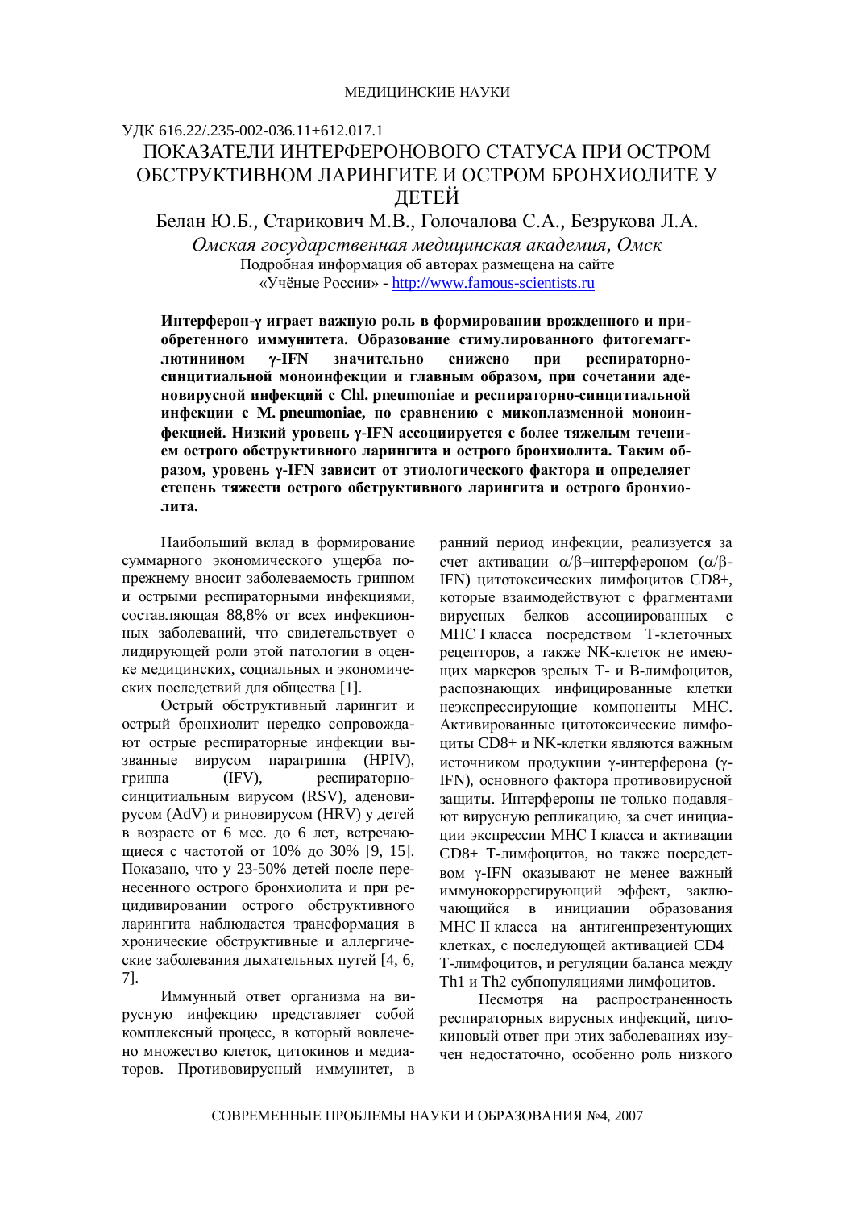МЕДИЦИНСКИЕ НАУКИ

УДК 616.22/.235-002-036.11+612.017.1

# ПОКАЗАТЕЛИ ИНТЕРФЕРОНОВОГО СТАТУСА ПРИ ОСТРОМ ОБСТРУКТИВНОМ ЛАРИНГИТЕ И ОСТРОМ БРОНХИОЛИТЕ У ДЕТЕЙ

Белан Ю.Б., Старикович М.В., Голочалова С.А., Безрукова Л.А.

*Омская государственная медицинская академия, Омск*

Подробная информация об авторах размещена на сайте «Учёные России» - http://www.famous-scientists.ru

**Интерферон-γ играет важную роль в формировании врожденного и приобретенного иммунитета. Образование стимулированного фитогемагглютинином γ-IFN значительно снижено при респираторно-синцитиальной моноинфекции и главным образом, при сочетании аденовирусной инфекций с Chl. pneumoniae и респираторно-синцитиальной инфекции с M. pneumoniae, по сравнению с микоплазменной моноинфекцией. Низкий уровень γ-IFN ассоциируется с более тяжелым течением острого обструктивного ларингита и острого бронхиолита. Таким образом, уровень γ-IFN зависит от этиологического фактора и определяет степень тяжести острого обструктивного ларингита и острого бронхиолита.**

Наибольший вклад в формирование суммарного экономического ущерба по-прежнему вносит заболеваемость гриппом и острыми респираторными инфекциями, составляющая 88,8% от всех инфекционных заболеваний, что свидетельствует о лидирующей роли этой патологии в оценке медицинских, социальных и экономических последствий для общества [1].

Острый обструктивный ларингит и острый бронхиолит нередко сопровождают острые респираторные инфекции вызванные вирусом парагриппа (HPIV), гриппа (IFV), респираторно-синцитиальным вирусом (RSV), аденовирусом (AdV) и риновирусом (HRV) у детей в возрасте от 6 мес. до 6 лет, встречающиеся с частотой от 10% до 30% [9, 15]. Показано, что у 23-50% детей после перенесенного острого бронхиолита и при рецидивировании острого обструктивного ларингита наблюдается трансформация в хронические обструктивные и аллергические заболевания дыхательных путей [4, 6, 7].

Иммунный ответ организма на вирусную инфекцию представляет собой комплексный процесс, в который вовлечено множество клеток, цитокинов и медиаторов. Противовирусный иммунитет, в ранний период инфекции, реализуется за счет активации α/β–интерфероном (α/β-IFN) цитотоксических лимфоцитов CD8+, которые взаимодействуют с фрагментами вирусных белков ассоциированных с MHC I класса посредством Т-клеточных рецепторов, а также NK-клеток не имеющих маркеров зрелых Т- и В-лимфоцитов, распознающих инфицированные клетки неэкспрессирующие компоненты MHC. Активированные цитотоксические лимфоциты CD8+ и NK-клетки являются важным источником продукции γ-интерферона (γ-IFN), основного фактора противовирусной защиты. Интерфероны не только подавляют вирусную репликацию, за счет инициации экспрессии MHC I класса и активации CD8+ Т-лимфоцитов, но также посредством γ-IFN оказывают не менее важный иммунокоррегирующий эффект, заключающийся в инициации образования MHC II класса на антигенпрезентующих клетках, с последующей активацией CD4+ Т-лимфоцитов, и регуляции баланса между Th1 и Th2 субпопуляциями лимфоцитов.

Несмотря на распространенность респираторных вирусных инфекций, цитокиновый ответ при этих заболеваниях изучен недостаточно, особенно роль низкого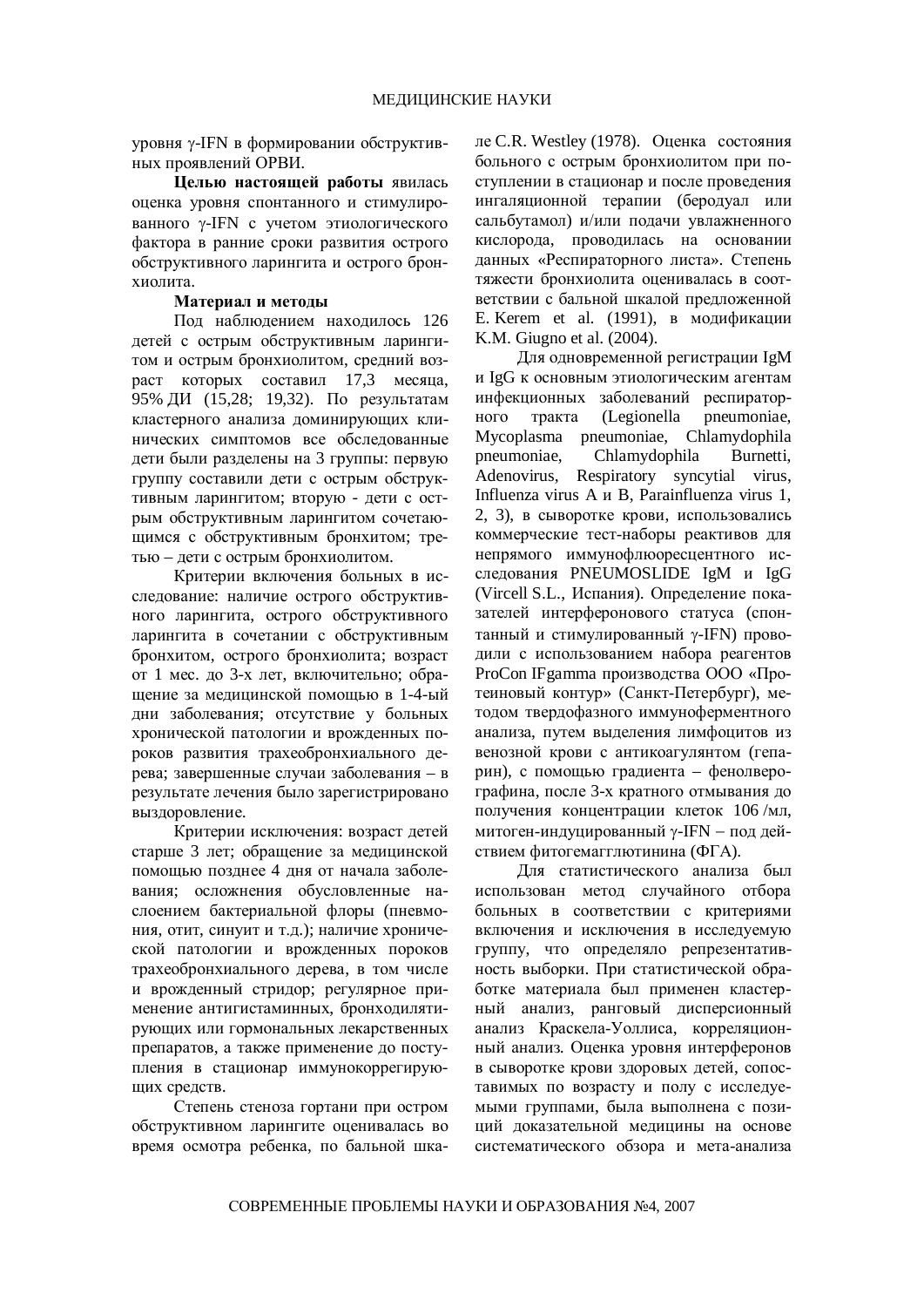уровня γ-IFN в формировании обструктивных проявлений ОРВИ.

**Целью настоящей работы** явилась оценка уровня спонтанного и стимулированного γ-IFN с учетом этиологического фактора в ранние сроки развития острого обструктивного ларингита и острого бронхиолита.

**Материал и методы**

Под наблюдением находилось 126 детей с острым обструктивным ларингитом и острым бронхиолитом, средний возраст которых составил 17,3 месяца, 95% ДИ (15,28; 19,32). По результатам кластерного анализа доминирующих клинических симптомов все обследованные дети были разделены на 3 группы: первую группу составили дети с острым обструктивным ларингитом; вторую - дети с острым обструктивным ларингитом сочетающимся с обструктивным бронхитом; третью – дети с острым бронхиолитом.

Критерии включения больных в исследование: наличие острого обструктивного ларингита, острого обструктивного ларингита в сочетании с обструктивным бронхитом, острого бронхиолита; возраст от 1 мес. до 3-х лет, включительно; обращение за медицинской помощью в 1-4-ый дни заболевания; отсутствие у больных хронической патологии и врожденных пороков развития трахеобронхиального дерева; завершенные случаи заболевания – в результате лечения было зарегистрировано выздоровление.

Критерии исключения: возраст детей старше 3 лет; обращение за медицинской помощью позднее 4 дня от начала заболевания; осложнения обусловленные наслоением бактериальной флоры (пневмония, отит, синуит и т.д.); наличие хронической патологии и врожденных пороков трахеобронхиального дерева, в том числе и врожденный стридор; регулярное применение антигистаминных, бронходилятирующих или гормональных лекарственных препаратов, а также применение до поступления в стационар иммунокоррегирующих средств.

Степень стеноза гортани при остром обструктивном ларингите оценивалась во время осмотра ребенка, по бальной шкале C.R. Westley (1978). Оценка состояния больного с острым бронхиолитом при поступлении в стационар и после проведения ингаляционной терапии (беродуал или сальбутамол) и/или подачи увлажненного кислорода, проводилась на основании данных «Респираторного листа». Степень тяжести бронхиолита оценивалась в соответствии с бальной шкалой предложенной E. Kerem et al. (1991), в модификации K.M. Giugno et al. (2004).

Для одновременной регистрации IgM и IgG к основным этиологическим агентам инфекционных заболеваний респираторного тракта (Legionella pneumoniae, Mycoplasma pneumoniae, Chlamydophila pneumoniae, Chlamydophila Burnetti, Adenovirus, Respiratory syncytial virus, Influenza virus A и B, Parainfluenza virus 1, 2, 3), в сыворотке крови, использовались коммерческие тест-наборы реактивов для непрямого иммунофлюоресцентного исследования PNEUMOSLIDE IgM и IgG (Vircell S.L., Испания). Определение показателей интерферонового статуса (спонтанный и стимулированный γ-IFN) проводили с использованием набора реагентов ProCon IFgamma производства ООО «Протеиновый контур» (Санкт-Петербург), методом твердофазного иммуноферментного анализа, путем выделения лимфоцитов из венозной крови с антикоагулянтом (гепарин), с помощью градиента – фенолверографина, после 3-х кратного отмывания до получения концентрации клеток 106 /мл, митоген-индуцированный γ-IFN – под действием фитогемагглютинина (ФГА).

Для статистического анализа был использован метод случайного отбора больных в соответствии с критериями включения и исключения в исследуемую группу, что определяло репрезентативность выборки. При статистической обработке материала был применен кластерный анализ, ранговый дисперсионный анализ Краскела-Уоллиса, корреляционный анализ. Оценка уровня интерферонов в сыворотке крови здоровых детей, сопоставимых по возрасту и полу с исследуемыми группами, была выполнена с позиций доказательной медицины на основе систематического обзора и мета-анализа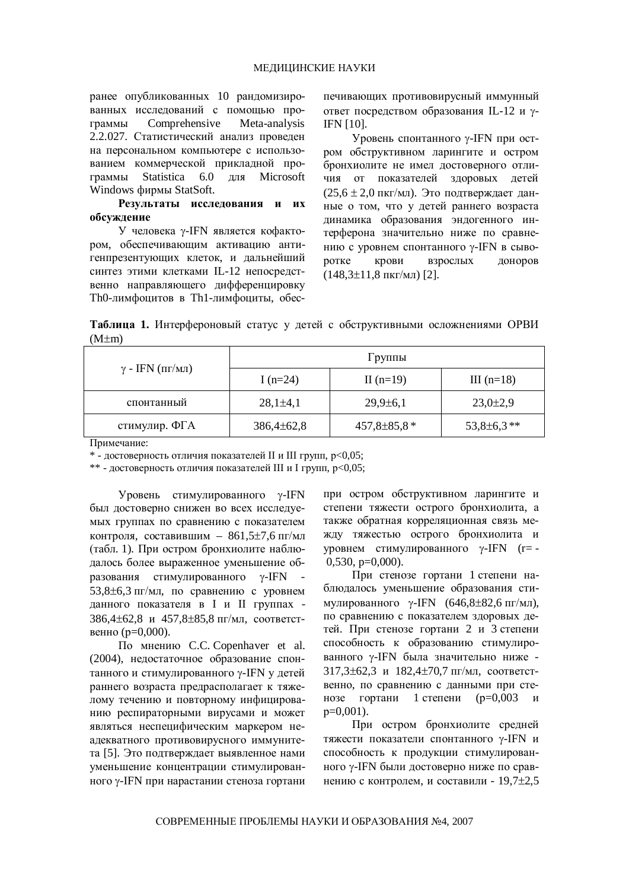ранее опубликованных 10 рандомизированных исследований с помощью программы Comprehensive Meta-analysis 2.2.027. Статистический анализ проведен на персональном компьютере с использованием коммерческой прикладной программы Statistica 6.0 для Microsoft Windows фирмы StatSoft.

**Результаты исследования и их обсуждение**

У человека γ-IFN является кофактором, обеспечивающим активацию антигенпрезентующих клеток, и дальнейший синтез этими клетками IL-12 непосредственно направляющего дифференцировку Th0-лимфоцитов в Th1-лимфоциты, обеспечивающих противовирусный иммунный ответ посредством образования IL-12 и γ-IFN [10].

Уровень спонтанного γ-IFN при остром обструктивном ларингите и остром бронхиолите не имел достоверного отличия от показателей здоровых детей (25,6 ± 2,0 пкг/мл). Это подтверждает данные о том, что у детей раннего возраста динамика образования эндогенного интерферона значительно ниже по сравнению с уровнем спонтанного γ-IFN в сыворотке крови взрослых доноров (148,3±11,8 пкг/мл) [2].

**Таблица 1.** Интерфероновый статус у детей с обструктивными осложнениями ОРВИ (M±m)

| γ - IFN (пг/мл) | Группы | | |
|---|---|---|---|
| | I (n=24) | II (n=19) | III (n=18) |
| спонтанный | 28,1±4,1 | 29,9±6,1 | 23,0±2,9 |
| стимулир. ФГА | 386,4±62,8 | 457,8±85,8 * | 53,8±6,3 ** |

Примечание:

* - достоверность отличия показателей II и III групп, p<0,05;

** - достоверность отличия показателей III и I групп, p<0,05;

Уровень стимулированного γ-IFN был достоверно снижен во всех исследуемых группах по сравнению с показателем контроля, составившим – 861,5±7,6 пг/мл (табл. 1). При остром бронхиолите наблюдалось более выраженное уменьшение образования стимулированного γ-IFN - 53,8±6,3 пг/мл, по сравнению с уровнем данного показателя в I и II группах - 386,4±62,8 и 457,8±85,8 пг/мл, соответственно (p=0,000).

По мнению C.C. Copenhaver et al. (2004), недостаточное образование спонтанного и стимулированного γ-IFN у детей раннего возраста предрасполагает к тяжелому течению и повторному инфицированию респираторными вирусами и может являться неспецифическим маркером неадекватного противовирусного иммунитета [5]. Это подтверждает выявленное нами уменьшение концентрации стимулированного γ-IFN при нарастании стеноза гортани при остром обструктивном ларингите и степени тяжести острого бронхиолита, а также обратная корреляционная связь между тяжестью острого бронхиолита и уровнем стимулированного γ-IFN (r= -0,530, p=0,000).

При стенозе гортани 1 степени наблюдалось уменьшение образования стимулированного γ-IFN (646,8±82,6 пг/мл), по сравнению с показателем здоровых детей. При стенозе гортани 2 и 3 степени способность к образованию стимулированного γ-IFN была значительно ниже - 317,3±62,3 и 182,4±70,7 пг/мл, соответственно, по сравнению с данными при стенозе гортани 1 степени (p=0,003 и p=0,001).

При остром бронхиолите средней тяжести показатели спонтанного γ-IFN и способность к продукции стимулированного γ-IFN были достоверно ниже по сравнению с контролем, и составили - 19,7±2,5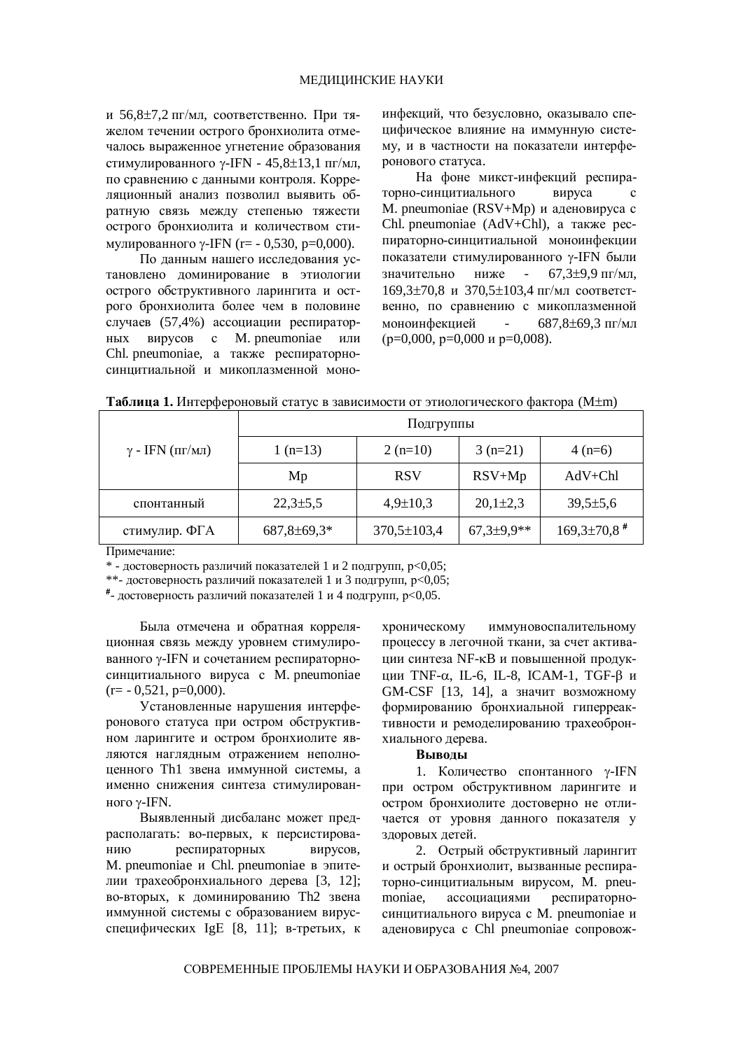и 56,8±7,2 пг/мл, соответственно. При тяжелом течении острого бронхиолита отмечалось выраженное угнетение образования стимулированного γ-IFN - 45,8±13,1 пг/мл, по сравнению с данными контроля. Корреляционный анализ позволил выявить обратную связь между степенью тяжести острого бронхиолита и количеством стимулированного γ-IFN (r= - 0,530, p=0,000).

По данным нашего исследования установлено доминирование в этиологии острого обструктивного ларингита и острого бронхиолита более чем в половине случаев (57,4%) ассоциации респираторных вирусов с M. pneumoniae или Chl. pneumoniae, а также респираторно-синцитиальной и микоплазменной моноинфекций, что безусловно, оказывало специфическое влияние на иммунную систему, и в частности на показатели интерферонового статуса.

На фоне микст-инфекций респираторно-синцитиального вируса с M. pneumoniae (RSV+Mp) и аденовируса с Chl. pneumoniae (AdV+Chl), а также респираторно-синцитиальной моноинфекции показатели стимулированного γ-IFN были значительно ниже - 67,3±9,9 пг/мл, 169,3±70,8 и 370,5±103,4 пг/мл соответственно, по сравнению с микоплазменной моноинфекцией - 687,8±69,3 пг/мл (p=0,000, p=0,000 и p=0,008).

**Таблица 1.** Интерфероновый статус в зависимости от этиологического фактора (M±m)

| γ - IFN (пг/мл) | Подгруппы | | | |
|---|---|---|---|---|
| | 1 (n=13) | 2 (n=10) | 3 (n=21) | 4 (n=6) |
| | Mp | RSV | RSV+Mp | AdV+Chl |
| спонтанный | 22,3±5,5 | 4,9±10,3 | 20,1±2,3 | 39,5±5,6 |
| стимулир. ФГА | 687,8±69,3* | 370,5±103,4 | 67,3±9,9** | 169,3±70,8 # |

Примечание:
\* - достоверность различий показателей 1 и 2 подгрупп, p<0,05;
\**- достоверность различий показателей 1 и 3 подгрупп, p<0,05;
#- достоверность различий показателей 1 и 4 подгрупп, p<0,05.

Была отмечена и обратная корреляционная связь между уровнем стимулированного γ-IFN и сочетанием респираторно-синцитиального вируса с M. pneumoniae (r= - 0,521, p=0,000).

Установленные нарушения интерферонового статуса при остром обструктивном ларингите и остром бронхиолите являются наглядным отражением неполноценного Th1 звена иммунной системы, а именно снижения синтеза стимулированного γ-IFN.

Выявленный дисбаланс может предрасполагать: во-первых, к персистированию респираторных вирусов, M. pneumoniae и Chl. pneumoniae в эпителии трахеобронхиального дерева [3, 12]; во-вторых, к доминированию Th2 звена иммунной системы с образованием вирус-специфических IgE [8, 11]; в-третьих, к хроническому иммуновоспалительному процессу в легочной ткани, за счет активации синтеза NF-κB и повышенной продукции TNF-α, IL-6, IL-8, ICAM-1, TGF-β и GM-CSF [13, 14], а значит возможному формированию бронхиальной гиперреактивности и ремоделированию трахеобронхиального дерева.

**Выводы**

1. Количество спонтанного γ-IFN при остром обструктивном ларингите и остром бронхиолите достоверно не отличается от уровня данного показателя у здоровых детей.

2. Острый обструктивный ларингит и острый бронхиолит, вызванные респираторно-синцитиальным вирусом, M. pneumoniae, ассоциациями респираторно-синцитиального вируса с M. pneumoniae и аденовируса с Chl pneumoniae сопровож-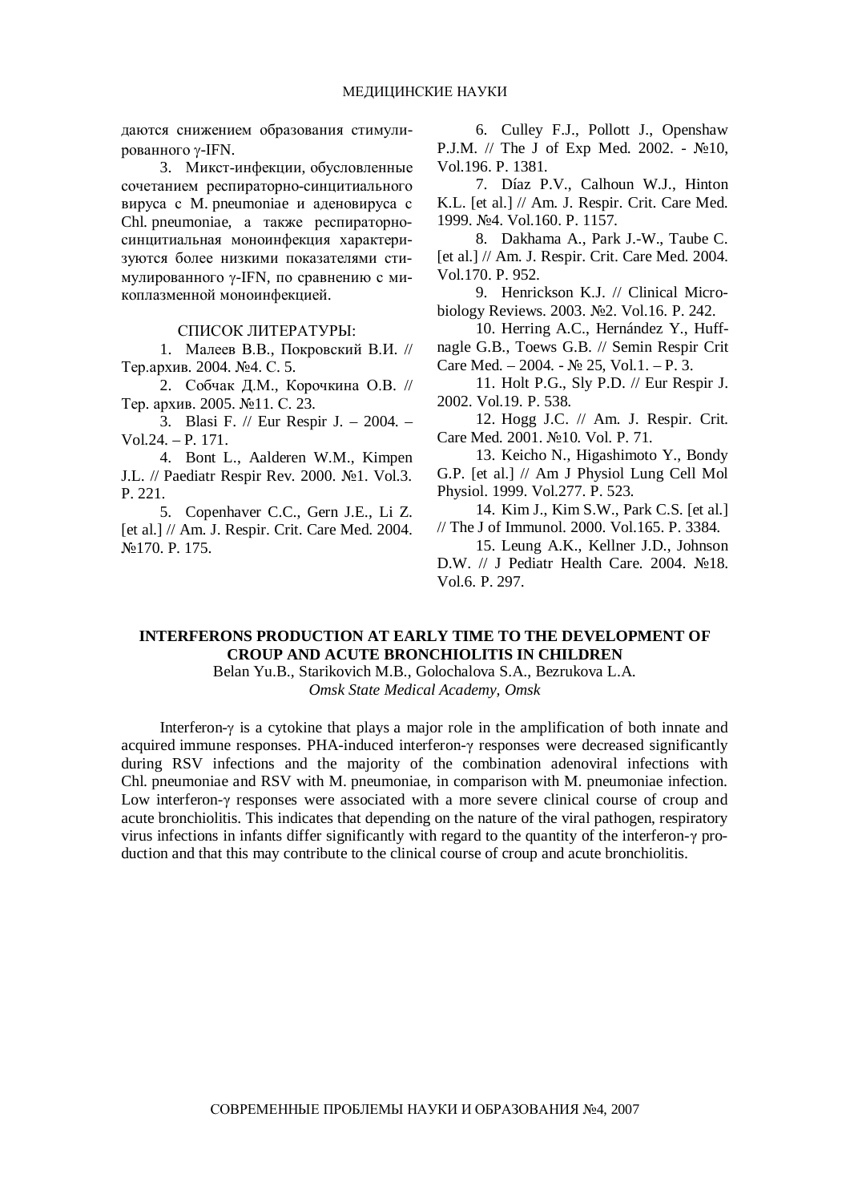даются снижением образования стимулированного γ-IFN.

3. Микст-инфекции, обусловленные сочетанием респираторно-синцитиального вируса с M. pneumoniae и аденовируса с Chl. pneumoniae, а также респираторно-синцитиальная моноинфекция характеризуются более низкими показателями стимулированного γ-IFN, по сравнению с микоплазменной моноинфекцией.

СПИСОК ЛИТЕРАТУРЫ:

1. Малеев В.В., Покровский В.И. // Тер.архив. 2004. №4. С. 5.
2. Собчак Д.М., Корочкина О.В. // Тер. архив. 2005. №11. С. 23.
3. Blasi F. // Eur Respir J. – 2004. – Vol.24. – P. 171.
4. Bont L., Aalderen W.M., Kimpen J.L. // Paediatr Respir Rev. 2000. №1. Vol.3. P. 221.
5. Copenhaver C.C., Gern J.E., Li Z. [et al.] // Am. J. Respir. Crit. Care Med. 2004. №170. P. 175.
6. Culley F.J., Pollott J., Openshaw P.J.M. // The J of Exp Med. 2002. - №10, Vol.196. P. 1381.
7. Díaz P.V., Calhoun W.J., Hinton K.L. [et al.] // Am. J. Respir. Crit. Care Med. 1999. №4. Vol.160. P. 1157.
8. Dakhama A., Park J.-W., Taube C. [et al.] // Am. J. Respir. Crit. Care Med. 2004. Vol.170. P. 952.
9. Henrickson K.J. // Clinical Microbiology Reviews. 2003. №2. Vol.16. P. 242.
10. Herring A.C., Hernández Y., Huffnagle G.B., Toews G.B. // Semin Respir Crit Care Med. – 2004. - № 25, Vol.1. – P. 3.
11. Holt P.G., Sly P.D. // Eur Respir J. 2002. Vol.19. P. 538.
12. Hogg J.C. // Am. J. Respir. Crit. Care Med. 2001. №10. Vol. P. 71.
13. Keicho N., Higashimoto Y., Bondy G.P. [et al.] // Am J Physiol Lung Cell Mol Physiol. 1999. Vol.277. P. 523.
14. Kim J., Kim S.W., Park C.S. [et al.] // The J of Immunol. 2000. Vol.165. P. 3384.
15. Leung A.K., Kellner J.D., Johnson D.W. // J Pediatr Health Care. 2004. №18. Vol.6. P. 297.

## INTERFERONS PRODUCTION AT EARLY TIME TO THE DEVELOPMENT OF CROUP AND ACUTE BRONCHIOLITIS IN CHILDREN

Belan Yu.B., Starikovich M.B., Golochalova S.A., Bezrukova L.A.

*Omsk State Medical Academy, Omsk*

Interferon-γ is a cytokine that plays a major role in the amplification of both innate and acquired immune responses. PHA-induced interferon-γ responses were decreased significantly during RSV infections and the majority of the combination adenoviral infections with Chl. pneumoniae and RSV with M. pneumoniae, in comparison with M. pneumoniae infection. Low interferon-γ responses were associated with a more severe clinical course of croup and acute bronchiolitis. This indicates that depending on the nature of the viral pathogen, respiratory virus infections in infants differ significantly with regard to the quantity of the interferon-γ production and that this may contribute to the clinical course of croup and acute bronchiolitis.